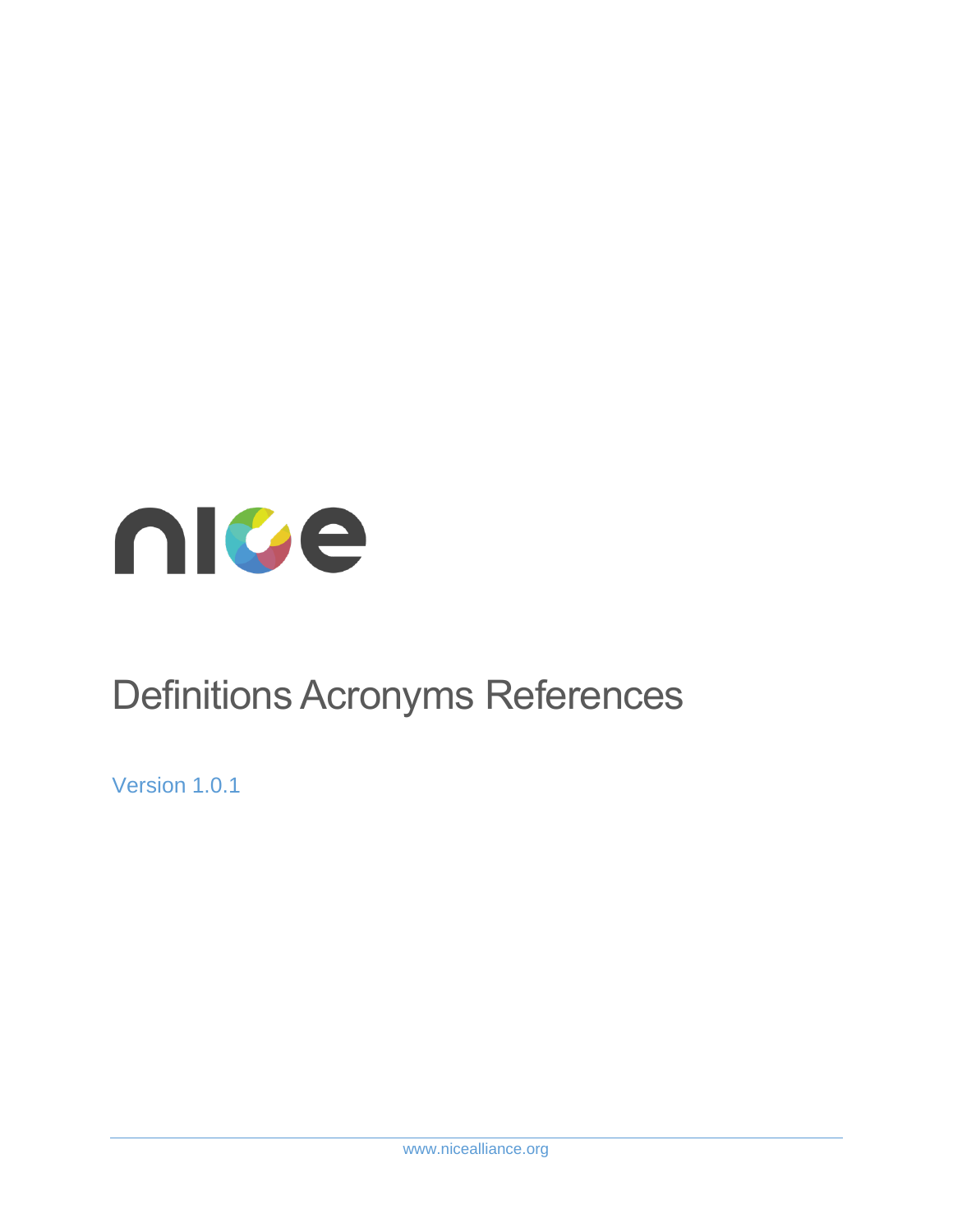nice

# Definitions Acronyms References

Version 1.0.1

www.nicealliance.org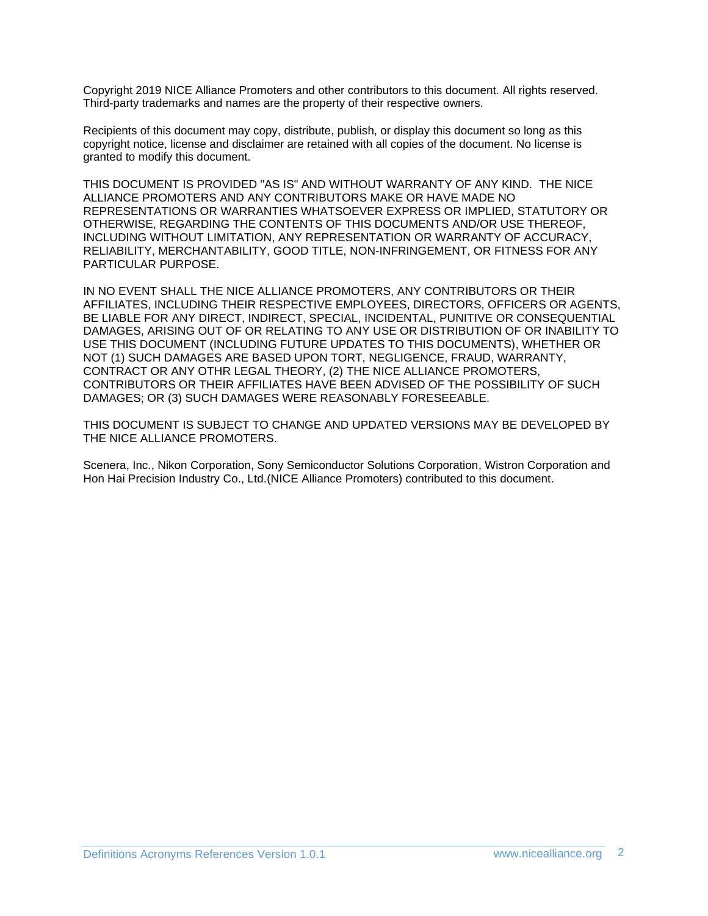Copyright 2019 NICE Alliance Promoters and other contributors to this document. All rights reserved. Third-party trademarks and names are the property of their respective owners.

Recipients of this document may copy, distribute, publish, or display this document so long as this copyright notice, license and disclaimer are retained with all copies of the document. No license is granted to modify this document.

THIS DOCUMENT IS PROVIDED "AS IS" AND WITHOUT WARRANTY OF ANY KIND. THE NICE ALLIANCE PROMOTERS AND ANY CONTRIBUTORS MAKE OR HAVE MADE NO REPRESENTATIONS OR WARRANTIES WHATSOEVER EXPRESS OR IMPLIED, STATUTORY OR OTHERWISE, REGARDING THE CONTENTS OF THIS DOCUMENTS AND/OR USE THEREOF, INCLUDING WITHOUT LIMITATION, ANY REPRESENTATION OR WARRANTY OF ACCURACY, RELIABILITY, MERCHANTABILITY, GOOD TITLE, NON-INFRINGEMENT, OR FITNESS FOR ANY PARTICULAR PURPOSE.

IN NO EVENT SHALL THE NICE ALLIANCE PROMOTERS, ANY CONTRIBUTORS OR THEIR AFFILIATES, INCLUDING THEIR RESPECTIVE EMPLOYEES, DIRECTORS, OFFICERS OR AGENTS, BE LIABLE FOR ANY DIRECT, INDIRECT, SPECIAL, INCIDENTAL, PUNITIVE OR CONSEQUENTIAL DAMAGES, ARISING OUT OF OR RELATING TO ANY USE OR DISTRIBUTION OF OR INABILITY TO USE THIS DOCUMENT (INCLUDING FUTURE UPDATES TO THIS DOCUMENTS), WHETHER OR NOT (1) SUCH DAMAGES ARE BASED UPON TORT, NEGLIGENCE, FRAUD, WARRANTY, CONTRACT OR ANY OTHR LEGAL THEORY, (2) THE NICE ALLIANCE PROMOTERS, CONTRIBUTORS OR THEIR AFFILIATES HAVE BEEN ADVISED OF THE POSSIBILITY OF SUCH DAMAGES; OR (3) SUCH DAMAGES WERE REASONABLY FORESEEABLE.

THIS DOCUMENT IS SUBJECT TO CHANGE AND UPDATED VERSIONS MAY BE DEVELOPED BY THE NICE ALLIANCE PROMOTERS.

Scenera, Inc., Nikon Corporation, Sony Semiconductor Solutions Corporation, Wistron Corporation and Hon Hai Precision Industry Co., Ltd.(NICE Alliance Promoters) contributed to this document.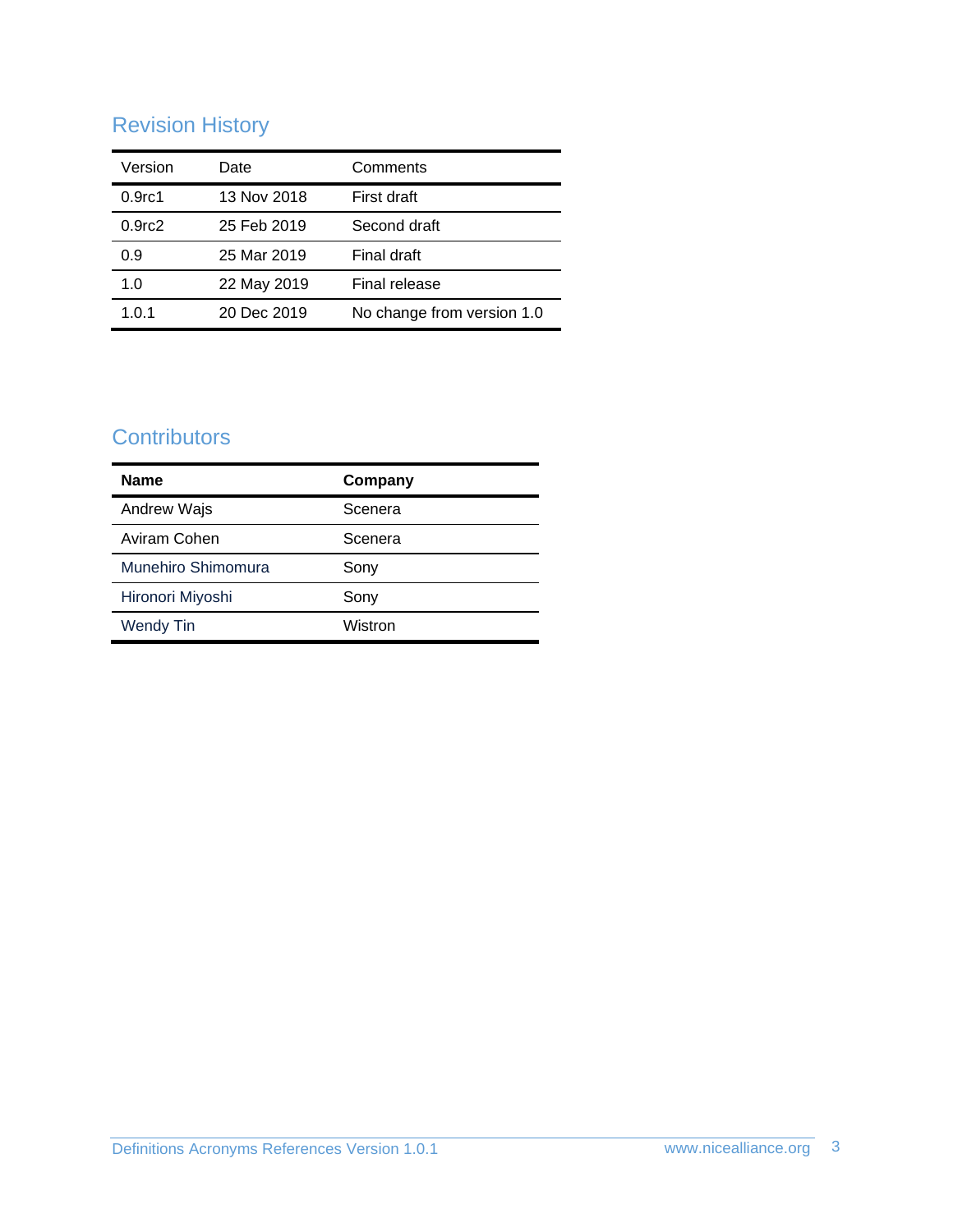## Revision History

| Version | Date | Comments |
|---|---|---|
| 0.9rc1 | 13 Nov 2018 | First draft |
| 0.9rc2 | 25 Feb 2019 | Second draft |
| 0.9 | 25 Mar 2019 | Final draft |
| 1.0 | 22 May 2019 | Final release |
| 1.0.1 | 20 Dec 2019 | No change from version 1.0 |

## Contributors

| **Name** | **Company** |
|---|---|
| Andrew Wajs | Scenera |
| Aviram Cohen | Scenera |
| Munehiro Shimomura | Sony |
| Hironori Miyoshi | Sony |
| Wendy Tin | Wistron |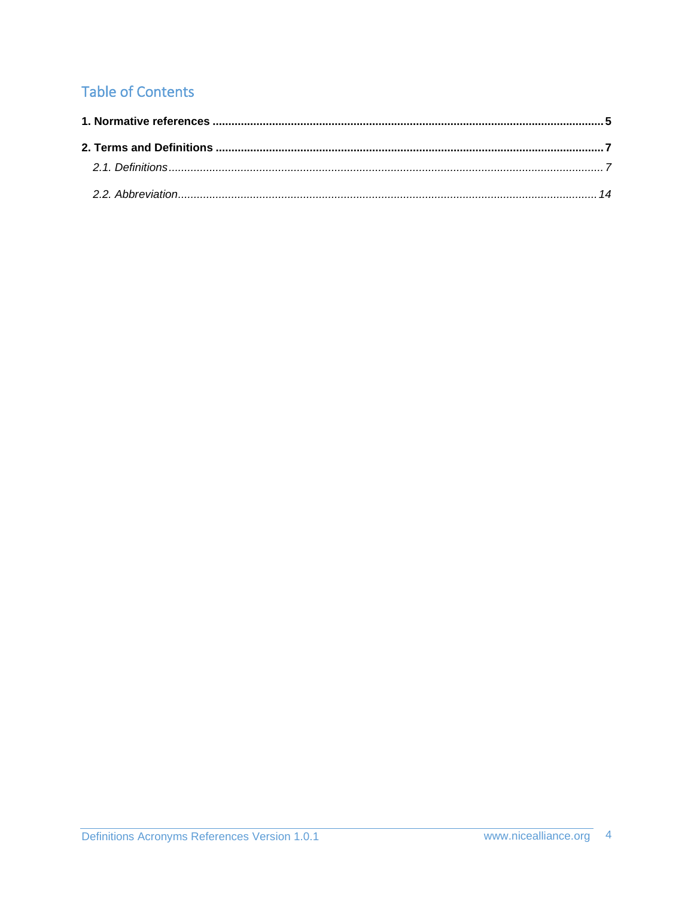# Table of Contents

**1. Normative references** .......................................................... **5**

**2. Terms and Definitions** .......................................................... **7**

*2.1. Definitions* .......................................................... *7*

*2.2. Abbreviation* .......................................................... *14*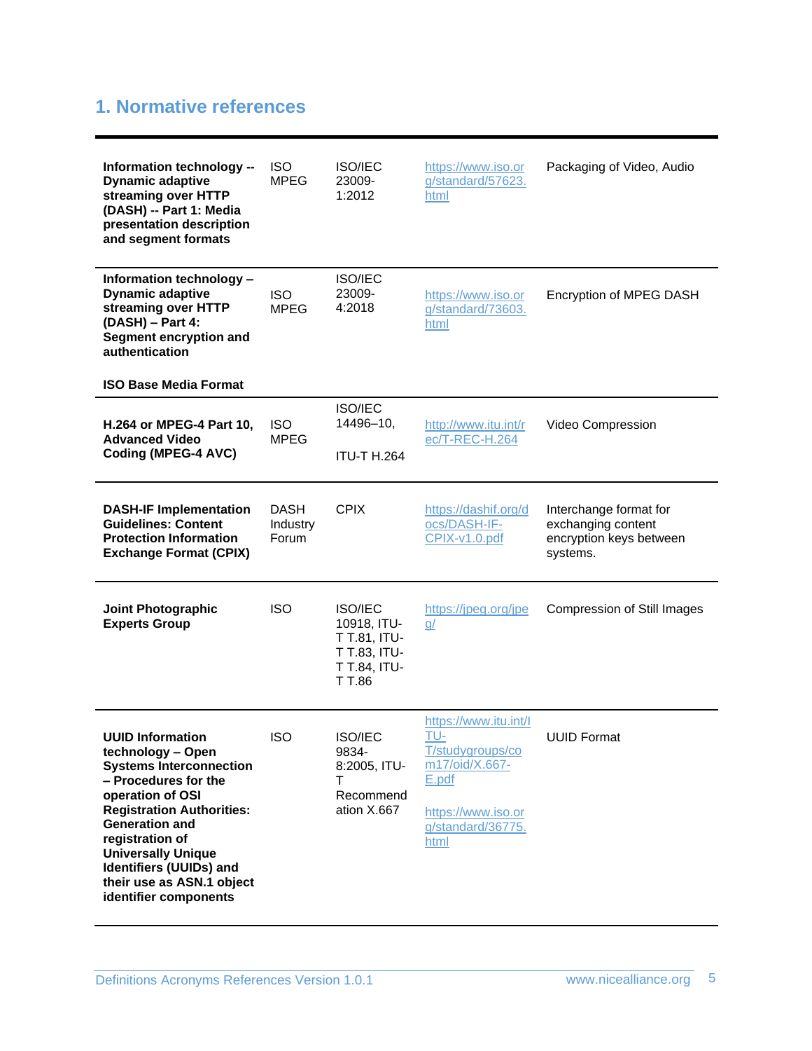# 1. Normative references

| | | | | |
|---|---|---|---|---|
| **Information technology -- Dynamic adaptive streaming over HTTP (DASH) -- Part 1: Media presentation description and segment formats** | ISO MPEG | ISO/IEC 23009-1:2012 | https://www.iso.org/standard/57623.html | Packaging of Video, Audio |
| **Information technology – Dynamic adaptive streaming over HTTP (DASH) – Part 4: Segment encryption and authentication**<br><br>**ISO Base Media Format** | ISO MPEG | ISO/IEC 23009-4:2018 | https://www.iso.org/standard/73603.html | Encryption of MPEG DASH |
| **H.264 or MPEG-4 Part 10, Advanced Video Coding (MPEG-4 AVC)** | ISO MPEG | ISO/IEC 14496–10,<br><br>ITU-T H.264 | http://www.itu.int/rec/T-REC-H.264 | Video Compression |
| **DASH-IF Implementation Guidelines: Content Protection Information Exchange Format (CPIX)** | DASH Industry Forum | CPIX | https://dashif.org/docs/DASH-IF-CPIX-v1.0.pdf | Interchange format for exchanging content encryption keys between systems. |
| **Joint Photographic Experts Group** | ISO | ISO/IEC 10918, ITU-T T.81, ITU-T T.83, ITU-T T.84, ITU-T T.86 | https://jpeg.org/jpeg/ | Compression of Still Images |
| **UUID Information technology – Open Systems Interconnection – Procedures for the operation of OSI Registration Authorities: Generation and registration of Universally Unique Identifiers (UUIDs) and their use as ASN.1 object identifier components** | ISO | ISO/IEC 9834-8:2005, ITU-T Recommendation X.667 | https://www.itu.int/ITU-T/studygroups/com17/oid/X.667-E.pdf<br><br>https://www.iso.org/standard/36775.html | UUID Format |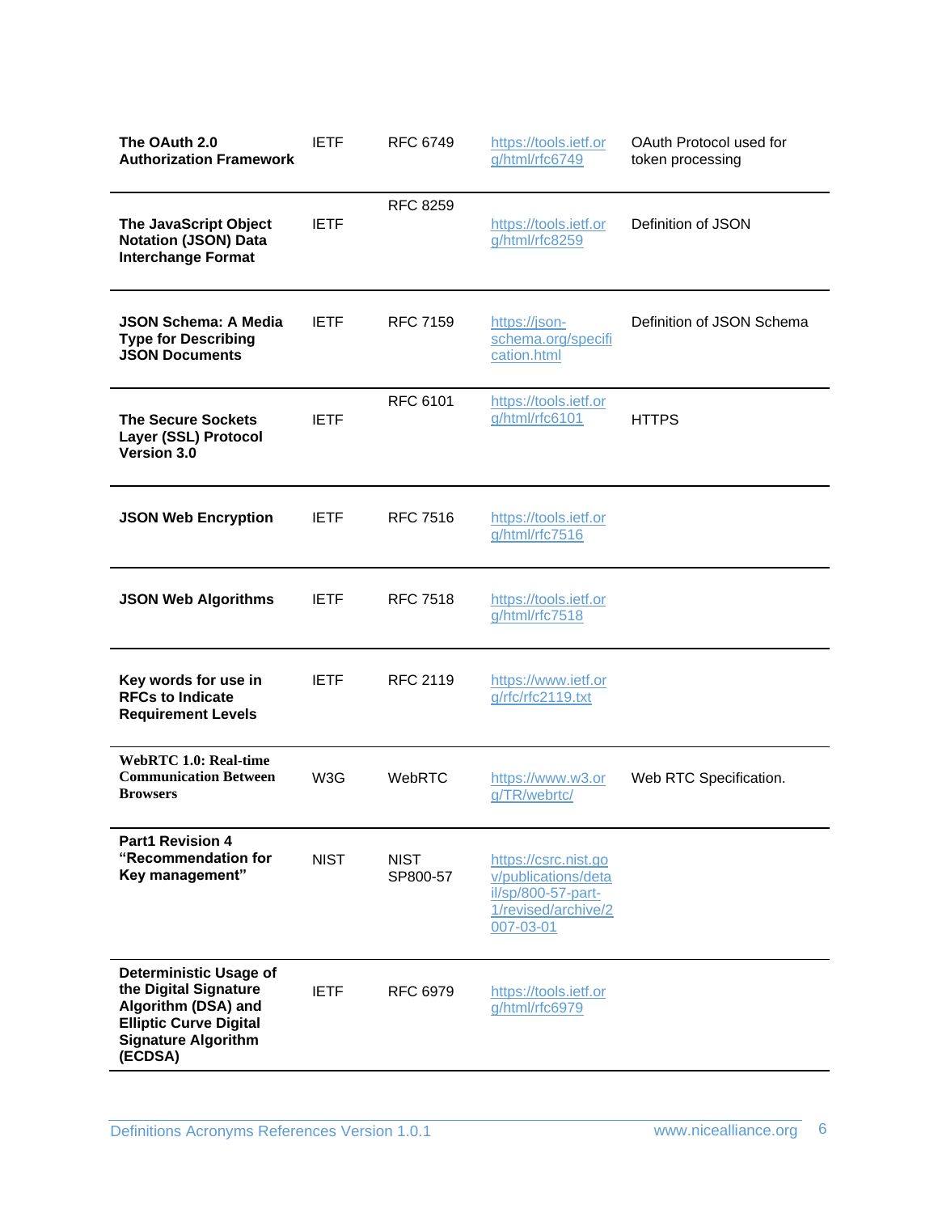| | | | | |
|---|---|---|---|---|
| **The OAuth 2.0 Authorization Framework** | IETF | RFC 6749 | https://tools.ietf.org/html/rfc6749 | OAuth Protocol used for token processing |
| **The JavaScript Object Notation (JSON) Data Interchange Format** | IETF | RFC 8259 | https://tools.ietf.org/html/rfc8259 | Definition of JSON |
| **JSON Schema: A Media Type for Describing JSON Documents** | IETF | RFC 7159 | https://json-schema.org/specification.html | Definition of JSON Schema |
| **The Secure Sockets Layer (SSL) Protocol Version 3.0** | IETF | RFC 6101 | https://tools.ietf.org/html/rfc6101 | HTTPS |
| **JSON Web Encryption** | IETF | RFC 7516 | https://tools.ietf.org/html/rfc7516 | |
| **JSON Web Algorithms** | IETF | RFC 7518 | https://tools.ietf.org/html/rfc7518 | |
| **Key words for use in RFCs to Indicate Requirement Levels** | IETF | RFC 2119 | https://www.ietf.org/rfc/rfc2119.txt | |
| **WebRTC 1.0: Real-time Communication Between Browsers** | W3G | WebRTC | https://www.w3.org/TR/webrtc/ | Web RTC Specification. |
| **Part1 Revision 4 "Recommendation for Key management"** | NIST | NIST SP800-57 | https://csrc.nist.gov/publications/detail/sp/800-57-part-1/revised/archive/2007-03-01 | |
| **Deterministic Usage of the Digital Signature Algorithm (DSA) and Elliptic Curve Digital Signature Algorithm (ECDSA)** | IETF | RFC 6979 | https://tools.ietf.org/html/rfc6979 | |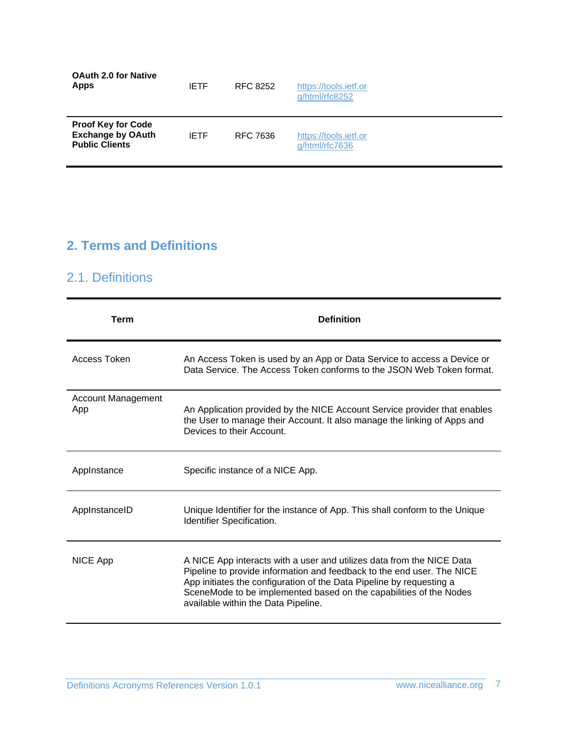| | | | |
|---|---|---|---|
| **OAuth 2.0 for Native Apps** | IETF | RFC 8252 | https://tools.ietf.org/html/rfc8252 |
| **Proof Key for Code Exchange by OAuth Public Clients** | IETF | RFC 7636 | https://tools.ietf.org/html/rfc7636 |

## 2. Terms and Definitions

### 2.1. Definitions

| Term | Definition |
|---|---|
| Access Token | An Access Token is used by an App or Data Service to access a Device or Data Service. The Access Token conforms to the JSON Web Token format. |
| Account Management App | An Application provided by the NICE Account Service provider that enables the User to manage their Account. It also manage the linking of Apps and Devices to their Account. |
| AppInstance | Specific instance of a NICE App. |
| AppInstanceID | Unique Identifier for the instance of App. This shall conform to the Unique Identifier Specification. |
| NICE App | A NICE App interacts with a user and utilizes data from the NICE Data Pipeline to provide information and feedback to the end user. The NICE App initiates the configuration of the Data Pipeline by requesting a SceneMode to be implemented based on the capabilities of the Nodes available within the Data Pipeline. |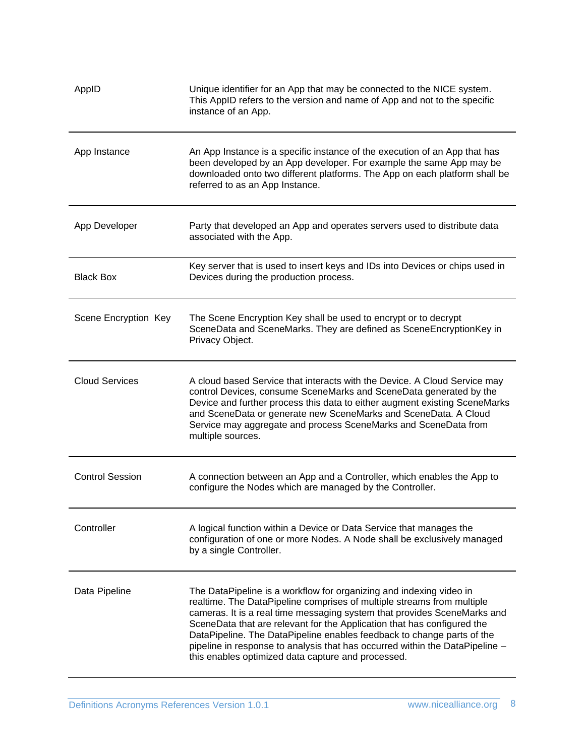| | |
|---|---|
| AppID | Unique identifier for an App that may be connected to the NICE system. This AppID refers to the version and name of App and not to the specific instance of an App. |
| App Instance | An App Instance is a specific instance of the execution of an App that has been developed by an App developer. For example the same App may be downloaded onto two different platforms. The App on each platform shall be referred to as an App Instance. |
| App Developer | Party that developed an App and operates servers used to distribute data associated with the App. |
| Black Box | Key server that is used to insert keys and IDs into Devices or chips used in Devices during the production process. |
| Scene Encryption Key | The Scene Encryption Key shall be used to encrypt or to decrypt SceneData and SceneMarks. They are defined as SceneEncryptionKey in Privacy Object. |
| Cloud Services | A cloud based Service that interacts with the Device. A Cloud Service may control Devices, consume SceneMarks and SceneData generated by the Device and further process this data to either augment existing SceneMarks and SceneData or generate new SceneMarks and SceneData. A Cloud Service may aggregate and process SceneMarks and SceneData from multiple sources. |
| Control Session | A connection between an App and a Controller, which enables the App to configure the Nodes which are managed by the Controller. |
| Controller | A logical function within a Device or Data Service that manages the configuration of one or more Nodes. A Node shall be exclusively managed by a single Controller. |
| Data Pipeline | The DataPipeline is a workflow for organizing and indexing video in realtime. The DataPipeline comprises of multiple streams from multiple cameras. It is a real time messaging system that provides SceneMarks and SceneData that are relevant for the Application that has configured the DataPipeline. The DataPipeline enables feedback to change parts of the pipeline in response to analysis that has occurred within the DataPipeline – this enables optimized data capture and processed. |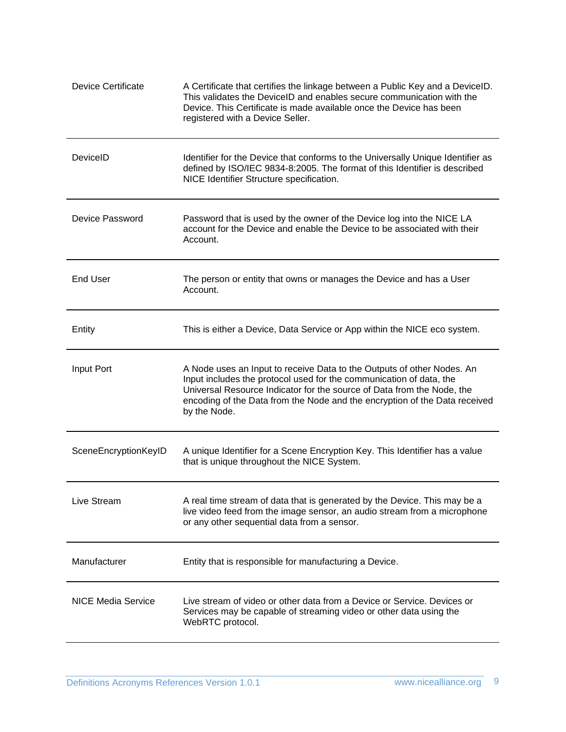| | |
|---|---|
| Device Certificate | A Certificate that certifies the linkage between a Public Key and a DeviceID. This validates the DeviceID and enables secure communication with the Device. This Certificate is made available once the Device has been registered with a Device Seller. |
| DeviceID | Identifier for the Device that conforms to the Universally Unique Identifier as defined by ISO/IEC 9834-8:2005. The format of this Identifier is described NICE Identifier Structure specification. |
| Device Password | Password that is used by the owner of the Device log into the NICE LA account for the Device and enable the Device to be associated with their Account. |
| End User | The person or entity that owns or manages the Device and has a User Account. |
| Entity | This is either a Device, Data Service or App within the NICE eco system. |
| Input Port | A Node uses an Input to receive Data to the Outputs of other Nodes. An Input includes the protocol used for the communication of data, the Universal Resource Indicator for the source of Data from the Node, the encoding of the Data from the Node and the encryption of the Data received by the Node. |
| SceneEncryptionKeyID | A unique Identifier for a Scene Encryption Key. This Identifier has a value that is unique throughout the NICE System. |
| Live Stream | A real time stream of data that is generated by the Device. This may be a live video feed from the image sensor, an audio stream from a microphone or any other sequential data from a sensor. |
| Manufacturer | Entity that is responsible for manufacturing a Device. |
| NICE Media Service | Live stream of video or other data from a Device or Service. Devices or Services may be capable of streaming video or other data using the WebRTC protocol. |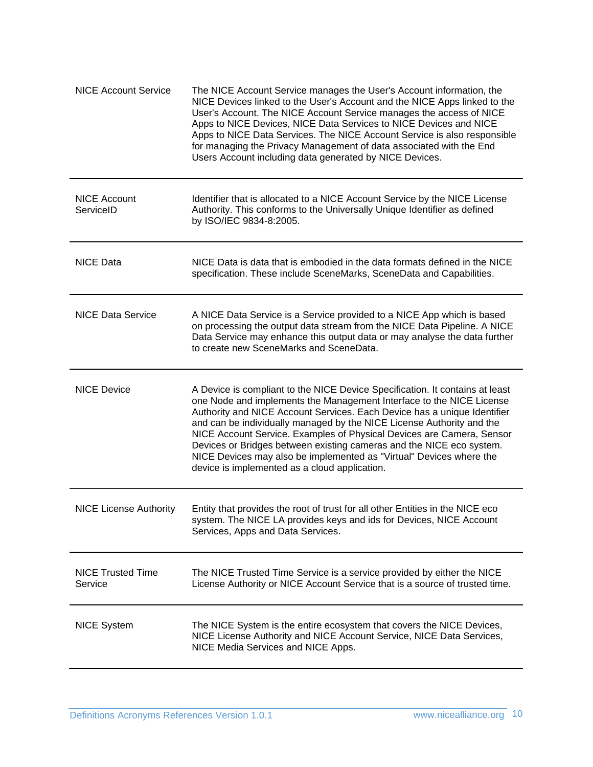| | |
|---|---|
| NICE Account Service | The NICE Account Service manages the User's Account information, the NICE Devices linked to the User's Account and the NICE Apps linked to the User's Account. The NICE Account Service manages the access of NICE Apps to NICE Devices, NICE Data Services to NICE Devices and NICE Apps to NICE Data Services. The NICE Account Service is also responsible for managing the Privacy Management of data associated with the End Users Account including data generated by NICE Devices. |
| NICE Account ServiceID | Identifier that is allocated to a NICE Account Service by the NICE License Authority. This conforms to the Universally Unique Identifier as defined by ISO/IEC 9834-8:2005. |
| NICE Data | NICE Data is data that is embodied in the data formats defined in the NICE specification. These include SceneMarks, SceneData and Capabilities. |
| NICE Data Service | A NICE Data Service is a Service provided to a NICE App which is based on processing the output data stream from the NICE Data Pipeline. A NICE Data Service may enhance this output data or may analyse the data further to create new SceneMarks and SceneData. |
| NICE Device | A Device is compliant to the NICE Device Specification. It contains at least one Node and implements the Management Interface to the NICE License Authority and NICE Account Services. Each Device has a unique Identifier and can be individually managed by the NICE License Authority and the NICE Account Service. Examples of Physical Devices are Camera, Sensor Devices or Bridges between existing cameras and the NICE eco system. NICE Devices may also be implemented as "Virtual" Devices where the device is implemented as a cloud application. |
| NICE License Authority | Entity that provides the root of trust for all other Entities in the NICE eco system. The NICE LA provides keys and ids for Devices, NICE Account Services, Apps and Data Services. |
| NICE Trusted Time Service | The NICE Trusted Time Service is a service provided by either the NICE License Authority or NICE Account Service that is a source of trusted time. |
| NICE System | The NICE System is the entire ecosystem that covers the NICE Devices, NICE License Authority and NICE Account Service, NICE Data Services, NICE Media Services and NICE Apps. |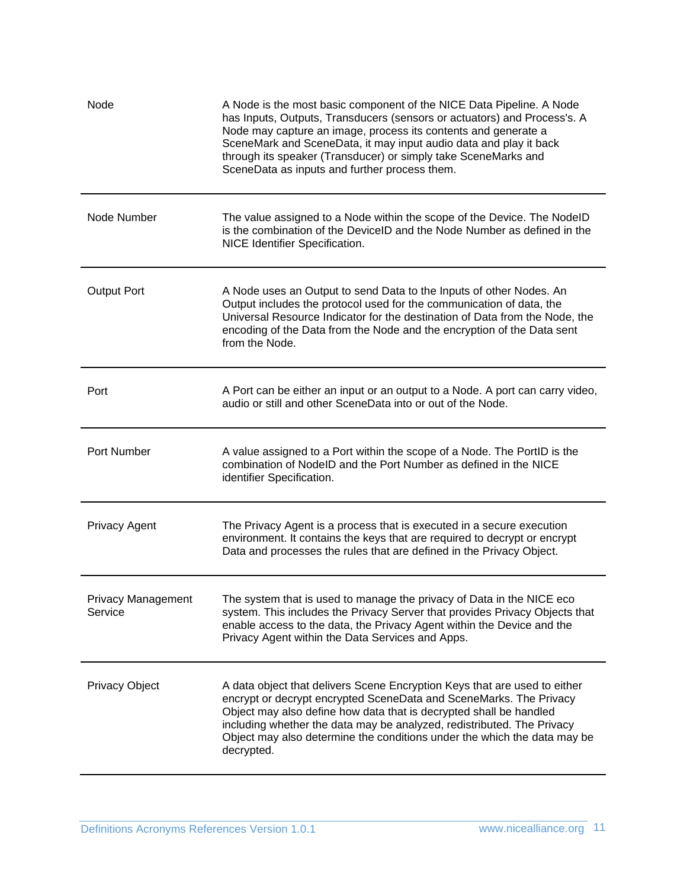| | |
|---|---|
| Node | A Node is the most basic component of the NICE Data Pipeline. A Node has Inputs, Outputs, Transducers (sensors or actuators) and Process's. A Node may capture an image, process its contents and generate a SceneMark and SceneData, it may input audio data and play it back through its speaker (Transducer) or simply take SceneMarks and SceneData as inputs and further process them. |
| Node Number | The value assigned to a Node within the scope of the Device. The NodeID is the combination of the DeviceID and the Node Number as defined in the NICE Identifier Specification. |
| Output Port | A Node uses an Output to send Data to the Inputs of other Nodes. An Output includes the protocol used for the communication of data, the Universal Resource Indicator for the destination of Data from the Node, the encoding of the Data from the Node and the encryption of the Data sent from the Node. |
| Port | A Port can be either an input or an output to a Node. A port can carry video, audio or still and other SceneData into or out of the Node. |
| Port Number | A value assigned to a Port within the scope of a Node. The PortID is the combination of NodeID and the Port Number as defined in the NICE identifier Specification. |
| Privacy Agent | The Privacy Agent is a process that is executed in a secure execution environment. It contains the keys that are required to decrypt or encrypt Data and processes the rules that are defined in the Privacy Object. |
| Privacy Management Service | The system that is used to manage the privacy of Data in the NICE eco system. This includes the Privacy Server that provides Privacy Objects that enable access to the data, the Privacy Agent within the Device and the Privacy Agent within the Data Services and Apps. |
| Privacy Object | A data object that delivers Scene Encryption Keys that are used to either encrypt or decrypt encrypted SceneData and SceneMarks. The Privacy Object may also define how data that is decrypted shall be handled including whether the data may be analyzed, redistributed. The Privacy Object may also determine the conditions under the which the data may be decrypted. |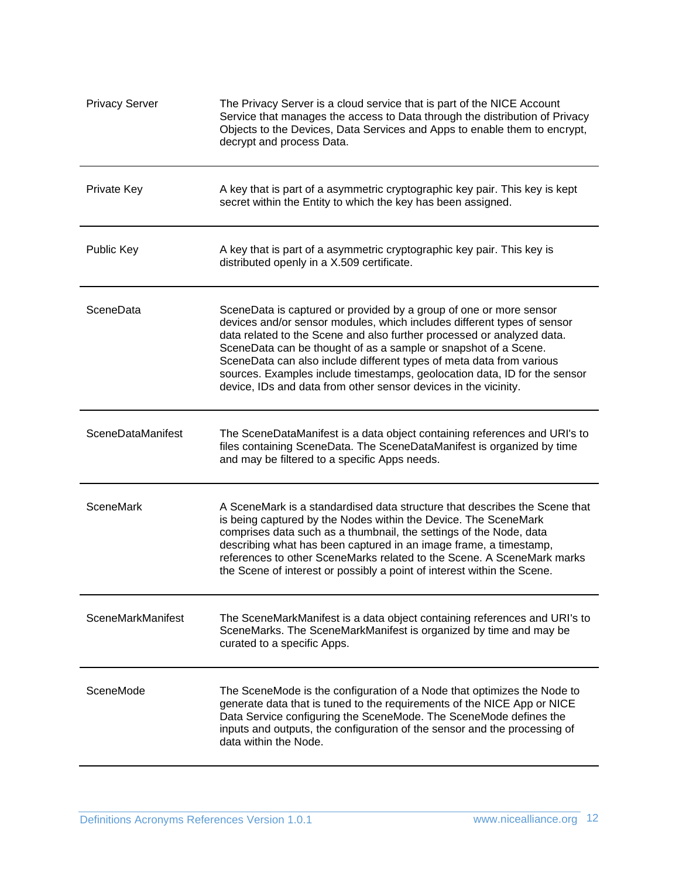| | |
|---|---|
| Privacy Server | The Privacy Server is a cloud service that is part of the NICE Account Service that manages the access to Data through the distribution of Privacy Objects to the Devices, Data Services and Apps to enable them to encrypt, decrypt and process Data. |
| Private Key | A key that is part of a asymmetric cryptographic key pair. This key is kept secret within the Entity to which the key has been assigned. |
| Public Key | A key that is part of a asymmetric cryptographic key pair. This key is distributed openly in a X.509 certificate. |
| SceneData | SceneData is captured or provided by a group of one or more sensor devices and/or sensor modules, which includes different types of sensor data related to the Scene and also further processed or analyzed data. SceneData can be thought of as a sample or snapshot of a Scene. SceneData can also include different types of meta data from various sources. Examples include timestamps, geolocation data, ID for the sensor device, IDs and data from other sensor devices in the vicinity. |
| SceneDataManifest | The SceneDataManifest is a data object containing references and URI's to files containing SceneData. The SceneDataManifest is organized by time and may be filtered to a specific Apps needs. |
| SceneMark | A SceneMark is a standardised data structure that describes the Scene that is being captured by the Nodes within the Device. The SceneMark comprises data such as a thumbnail, the settings of the Node, data describing what has been captured in an image frame, a timestamp, references to other SceneMarks related to the Scene. A SceneMark marks the Scene of interest or possibly a point of interest within the Scene. |
| SceneMarkManifest | The SceneMarkManifest is a data object containing references and URI's to SceneMarks. The SceneMarkManifest is organized by time and may be curated to a specific Apps. |
| SceneMode | The SceneMode is the configuration of a Node that optimizes the Node to generate data that is tuned to the requirements of the NICE App or NICE Data Service configuring the SceneMode. The SceneMode defines the inputs and outputs, the configuration of the sensor and the processing of data within the Node. |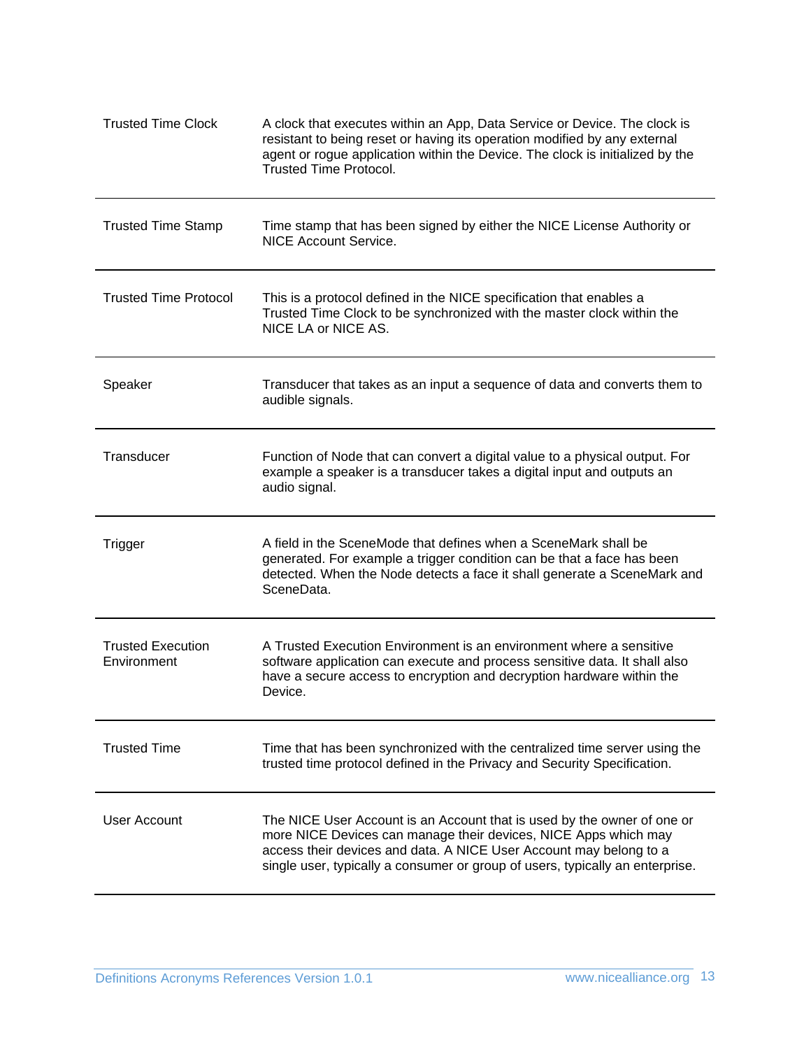| | |
|---|---|
| Trusted Time Clock | A clock that executes within an App, Data Service or Device. The clock is resistant to being reset or having its operation modified by any external agent or rogue application within the Device. The clock is initialized by the Trusted Time Protocol. |
| Trusted Time Stamp | Time stamp that has been signed by either the NICE License Authority or NICE Account Service. |
| Trusted Time Protocol | This is a protocol defined in the NICE specification that enables a Trusted Time Clock to be synchronized with the master clock within the NICE LA or NICE AS. |
| Speaker | Transducer that takes as an input a sequence of data and converts them to audible signals. |
| Transducer | Function of Node that can convert a digital value to a physical output. For example a speaker is a transducer takes a digital input and outputs an audio signal. |
| Trigger | A field in the SceneMode that defines when a SceneMark shall be generated. For example a trigger condition can be that a face has been detected. When the Node detects a face it shall generate a SceneMark and SceneData. |
| Trusted Execution Environment | A Trusted Execution Environment is an environment where a sensitive software application can execute and process sensitive data. It shall also have a secure access to encryption and decryption hardware within the Device. |
| Trusted Time | Time that has been synchronized with the centralized time server using the trusted time protocol defined in the Privacy and Security Specification. |
| User Account | The NICE User Account is an Account that is used by the owner of one or more NICE Devices can manage their devices, NICE Apps which may access their devices and data. A NICE User Account may belong to a single user, typically a consumer or group of users, typically an enterprise. |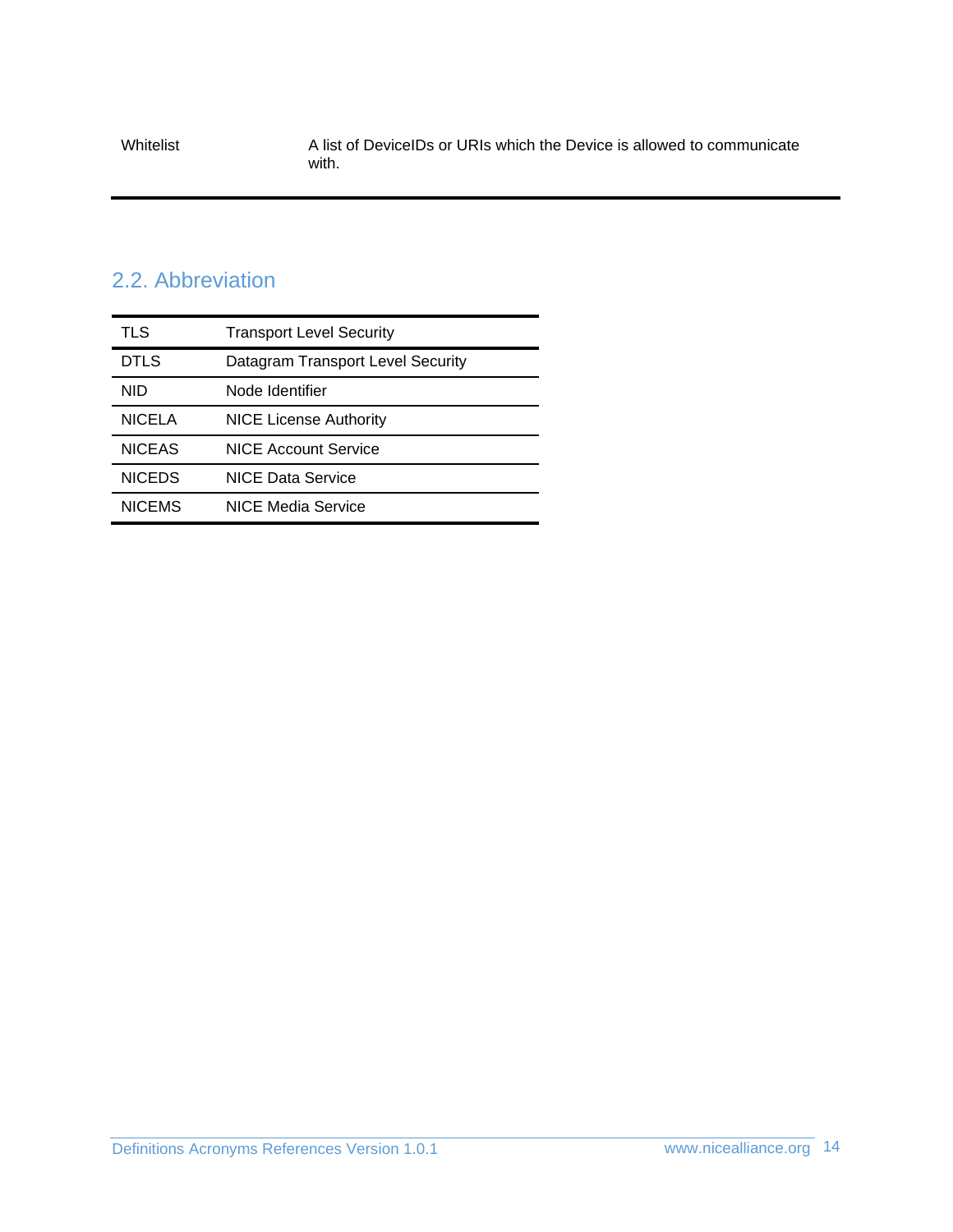| | |
|---|---|
| Whitelist | A list of DeviceIDs or URIs which the Device is allowed to communicate with. |

## 2.2. Abbreviation

| | |
|---|---|
| TLS | Transport Level Security |
| DTLS | Datagram Transport Level Security |
| NID | Node Identifier |
| NICELA | NICE License Authority |
| NICEAS | NICE Account Service |
| NICEDS | NICE Data Service |
| NICEMS | NICE Media Service |